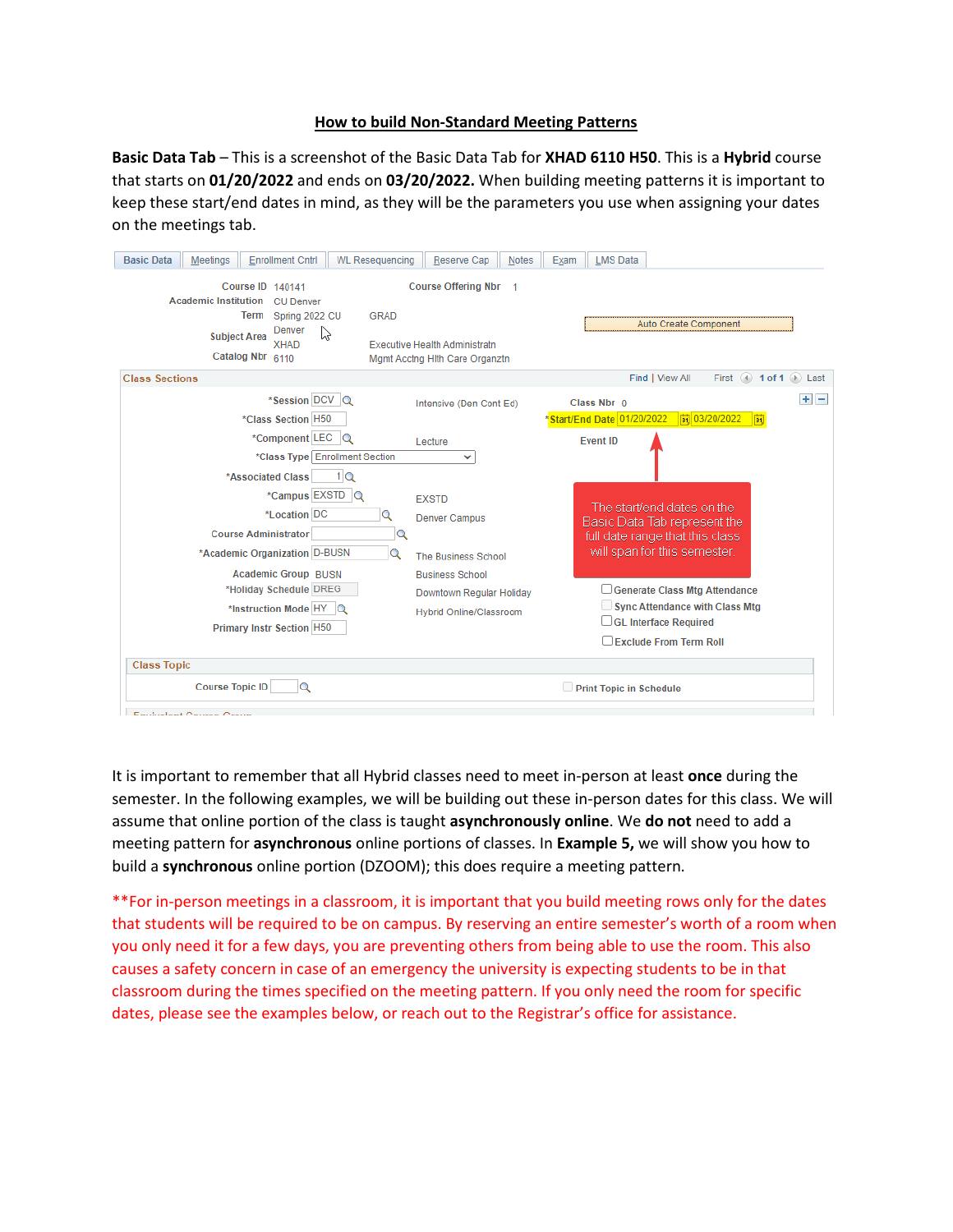# How to build Non-Standard Meeting Patterns

**Basic Data Tab** – This is a screenshot of the Basic Data Tab for **XHAD 6110 H50**. This is a **Hybrid** course that starts on **01/20/2022** and ends on **03/20/2022.** When building meeting patterns it is important to keep these start/end dates in mind, as they will be the parameters you use when assigning your dates on the meetings tab.

Basic Data | Meetings | Enrollment Cntrl | WL Resequencing | Reserve Cap | Notes | Exam | LMS Data

Course ID 140141 | Course Offering Nbr 1
Academic Institution CU Denver
Term Spring 2022 CU Denver | GRAD
Subject Area XHAD | Executive Health Administratn
Catalog Nbr 6110 | Mgmt Acctng Hlth Care Organztn

Auto Create Component

**Class Sections**

*Session DCV — Intensive (Den Cont Ed)
*Class Section H50
*Component LEC — Lecture
*Class Type Enrollment Section
*Associated Class 1
*Campus EXSTD — EXSTD
*Location DC — Denver Campus
Course Administrator
*Academic Organization D-BUSN — The Business School
Academic Group BUSN — Business School
*Holiday Schedule DREG — Downtown Regular Holiday
*Instruction Mode HY — Hybrid Online/Classroom
Primary Instr Section H50

Class Nbr 0
*Start/End Date 01/20/2022 03/20/2022
Event ID

The start/end dates on the Basic Data Tab represent the full date range that this class will span for this semester.

Generate Class Mtg Attendance
Sync Attendance with Class Mtg
GL Interface Required
Exclude From Term Roll

**Class Topic**
Course Topic ID
Print Topic in Schedule

It is important to remember that all Hybrid classes need to meet in-person at least **once** during the semester. In the following examples, we will be building out these in-person dates for this class. We will assume that online portion of the class is taught **asynchronously online**. We **do not** need to add a meeting pattern for **asynchronous** online portions of classes. In **Example 5,** we will show you how to build a **synchronous** online portion (DZOOM); this does require a meeting pattern.

**For in-person meetings in a classroom, it is important that you build meeting rows only for the dates that students will be required to be on campus. By reserving an entire semester's worth of a room when you only need it for a few days, you are preventing others from being able to use the room. This also causes a safety concern in case of an emergency the university is expecting students to be in that classroom during the times specified on the meeting pattern. If you only need the room for specific dates, please see the examples below, or reach out to the Registrar's office for assistance.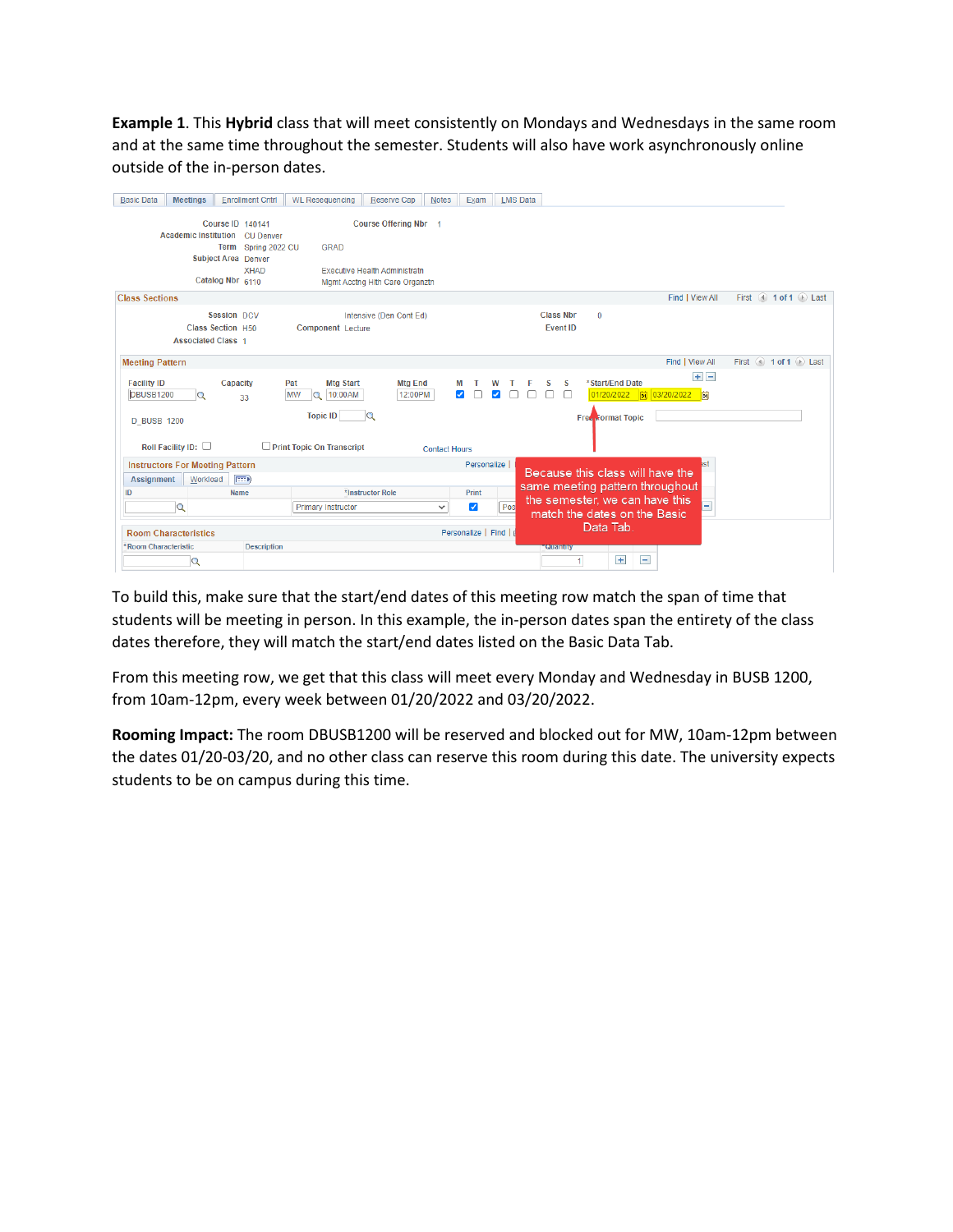**Example 1**. This **Hybrid** class that will meet consistently on Mondays and Wednesdays in the same room and at the same time throughout the semester. Students will also have work asynchronously online outside of the in-person dates.

To build this, make sure that the start/end dates of this meeting row match the span of time that students will be meeting in person. In this example, the in-person dates span the entirety of the class dates therefore, they will match the start/end dates listed on the Basic Data Tab.

From this meeting row, we get that this class will meet every Monday and Wednesday in BUSB 1200, from 10am-12pm, every week between 01/20/2022 and 03/20/2022.

**Rooming Impact:** The room DBUSB1200 will be reserved and blocked out for MW, 10am-12pm between the dates 01/20-03/20, and no other class can reserve this room during this date. The university expects students to be on campus during this time.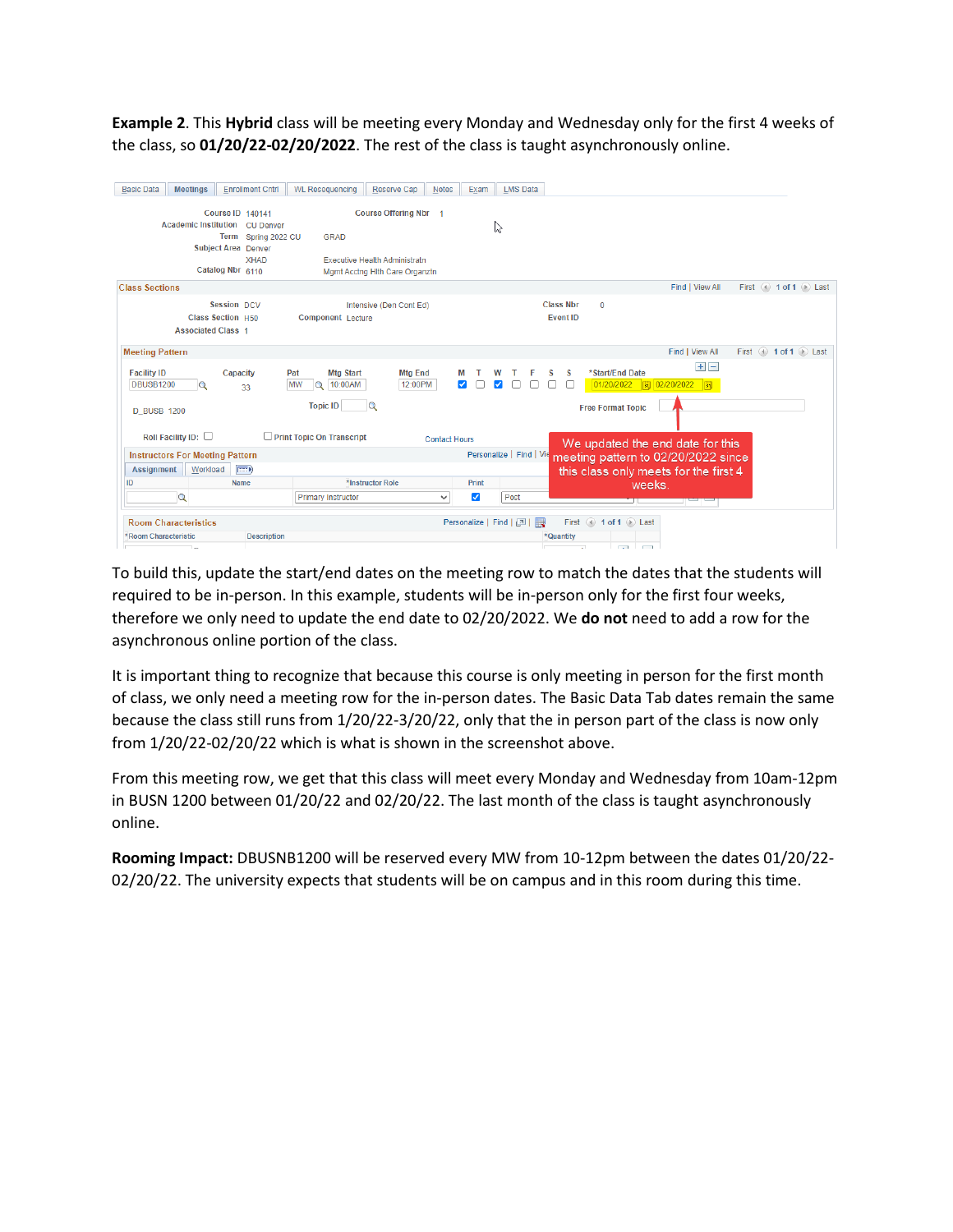**Example 2**. This **Hybrid** class will be meeting every Monday and Wednesday only for the first 4 weeks of the class, so **01/20/22-02/20/2022**. The rest of the class is taught asynchronously online.

To build this, update the start/end dates on the meeting row to match the dates that the students will required to be in-person. In this example, students will be in-person only for the first four weeks, therefore we only need to update the end date to 02/20/2022. We **do not** need to add a row for the asynchronous online portion of the class.

It is important thing to recognize that because this course is only meeting in person for the first month of class, we only need a meeting row for the in-person dates. The Basic Data Tab dates remain the same because the class still runs from 1/20/22-3/20/22, only that the in person part of the class is now only from 1/20/22-02/20/22 which is what is shown in the screenshot above.

From this meeting row, we get that this class will meet every Monday and Wednesday from 10am-12pm in BUSN 1200 between 01/20/22 and 02/20/22. The last month of the class is taught asynchronously online.

**Rooming Impact:** DBUSNB1200 will be reserved every MW from 10-12pm between the dates 01/20/22-02/20/22. The university expects that students will be on campus and in this room during this time.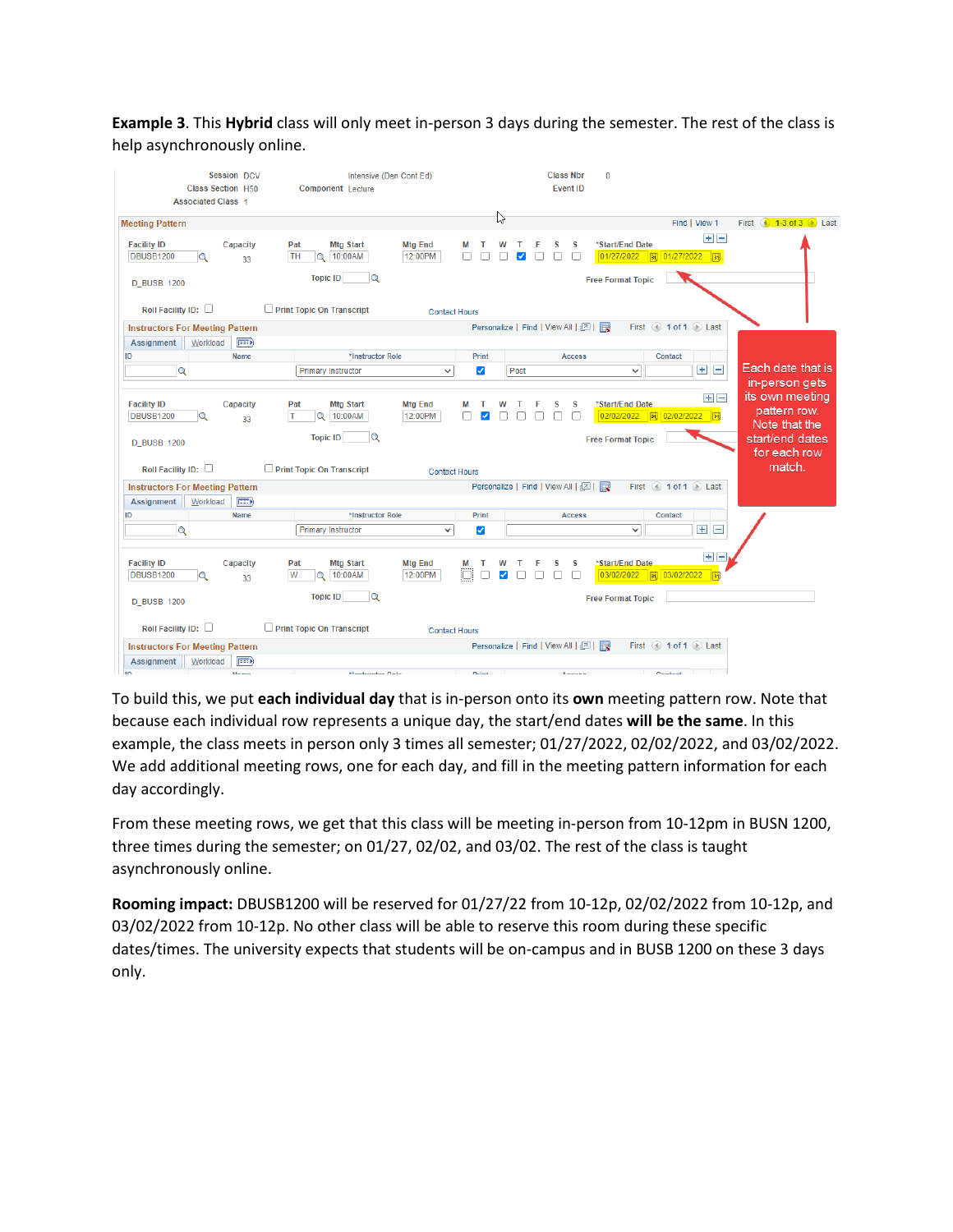**Example 3**. This **Hybrid** class will only meet in-person 3 days during the semester. The rest of the class is help asynchronously online.

To build this, we put **each individual day** that is in-person onto its **own** meeting pattern row. Note that because each individual row represents a unique day, the start/end dates **will be the same**. In this example, the class meets in person only 3 times all semester; 01/27/2022, 02/02/2022, and 03/02/2022. We add additional meeting rows, one for each day, and fill in the meeting pattern information for each day accordingly.

From these meeting rows, we get that this class will be meeting in-person from 10-12pm in BUSN 1200, three times during the semester; on 01/27, 02/02, and 03/02. The rest of the class is taught asynchronously online.

**Rooming impact:** DBUSB1200 will be reserved for 01/27/22 from 10-12p, 02/02/2022 from 10-12p, and 03/02/2022 from 10-12p. No other class will be able to reserve this room during these specific dates/times. The university expects that students will be on-campus and in BUSB 1200 on these 3 days only.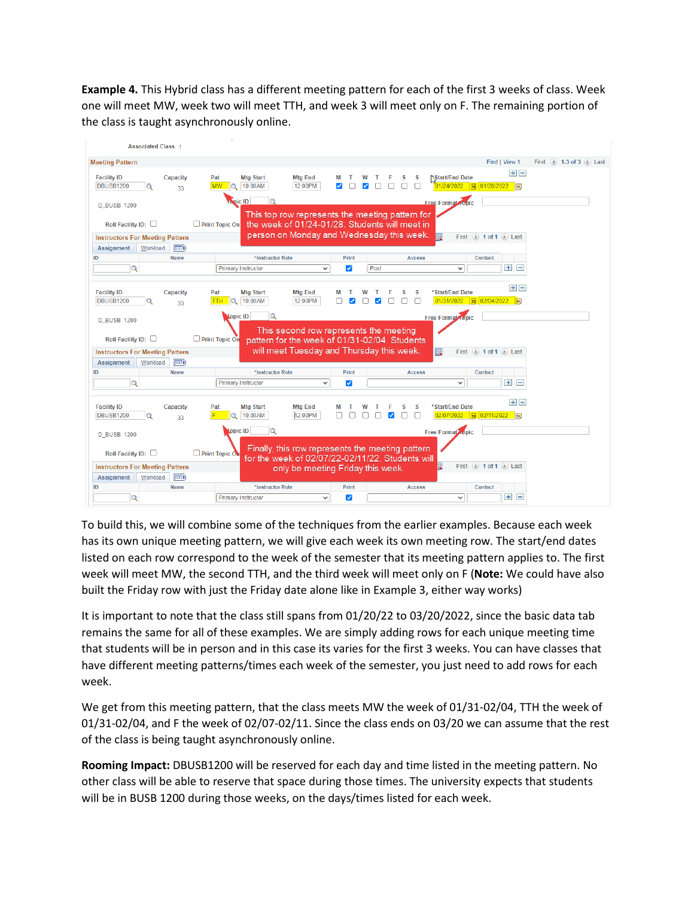**Example 4.** This Hybrid class has a different meeting pattern for each of the first 3 weeks of class. Week one will meet MW, week two will meet TTH, and week 3 will meet only on F. The remaining portion of the class is taught asynchronously online.

To build this, we will combine some of the techniques from the earlier examples. Because each week has its own unique meeting pattern, we will give each week its own meeting row. The start/end dates listed on each row correspond to the week of the semester that its meeting pattern applies to. The first week will meet MW, the second TTH, and the third week will meet only on F (**Note:** We could have also built the Friday row with just the Friday date alone like in Example 3, either way works)

It is important to note that the class still spans from 01/20/22 to 03/20/2022, since the basic data tab remains the same for all of these examples. We are simply adding rows for each unique meeting time that students will be in person and in this case its varies for the first 3 weeks. You can have classes that have different meeting patterns/times each week of the semester, you just need to add rows for each week.

We get from this meeting pattern, that the class meets MW the week of 01/31-02/04, TTH the week of 01/31-02/04, and F the week of 02/07-02/11. Since the class ends on 03/20 we can assume that the rest of the class is being taught asynchronously online.

**Rooming Impact:** DBUSB1200 will be reserved for each day and time listed in the meeting pattern. No other class will be able to reserve that space during those times. The university expects that students will be in BUSB 1200 during those weeks, on the days/times listed for each week.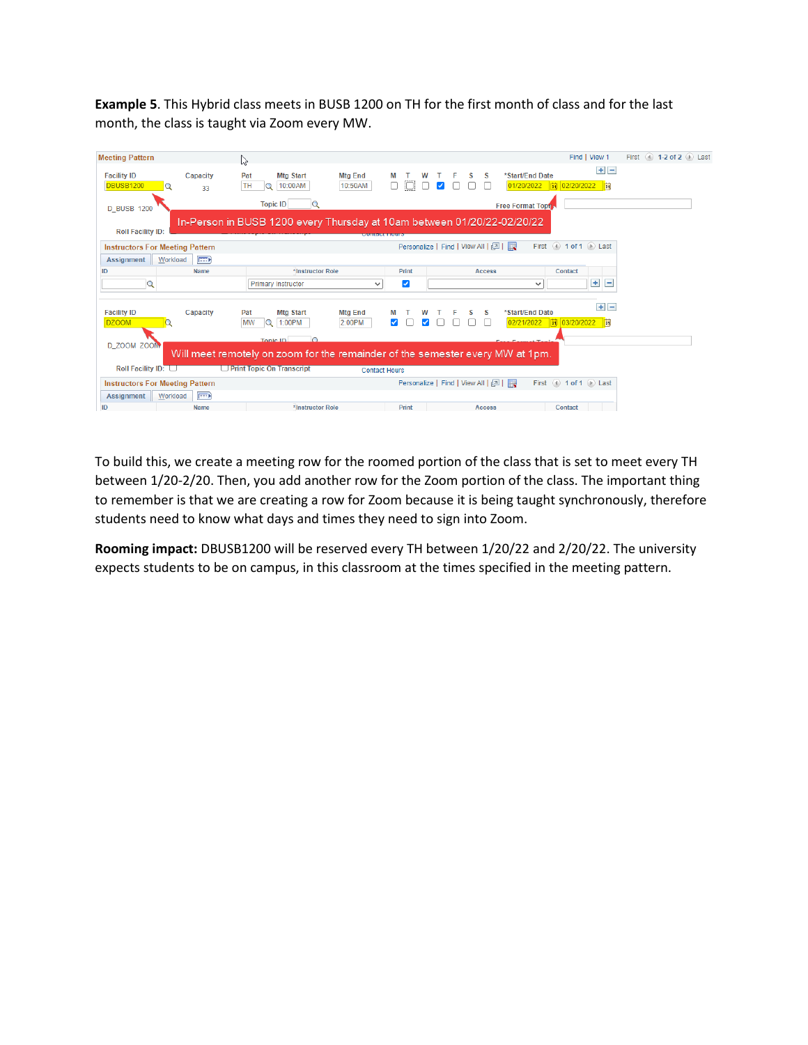**Example 5**. This Hybrid class meets in BUSB 1200 on TH for the first month of class and for the last month, the class is taught via Zoom every MW.

To build this, we create a meeting row for the roomed portion of the class that is set to meet every TH between 1/20-2/20. Then, you add another row for the Zoom portion of the class. The important thing to remember is that we are creating a row for Zoom because it is being taught synchronously, therefore students need to know what days and times they need to sign into Zoom.

**Rooming impact:** DBUSB1200 will be reserved every TH between 1/20/22 and 2/20/22. The university expects students to be on campus, in this classroom at the times specified in the meeting pattern.